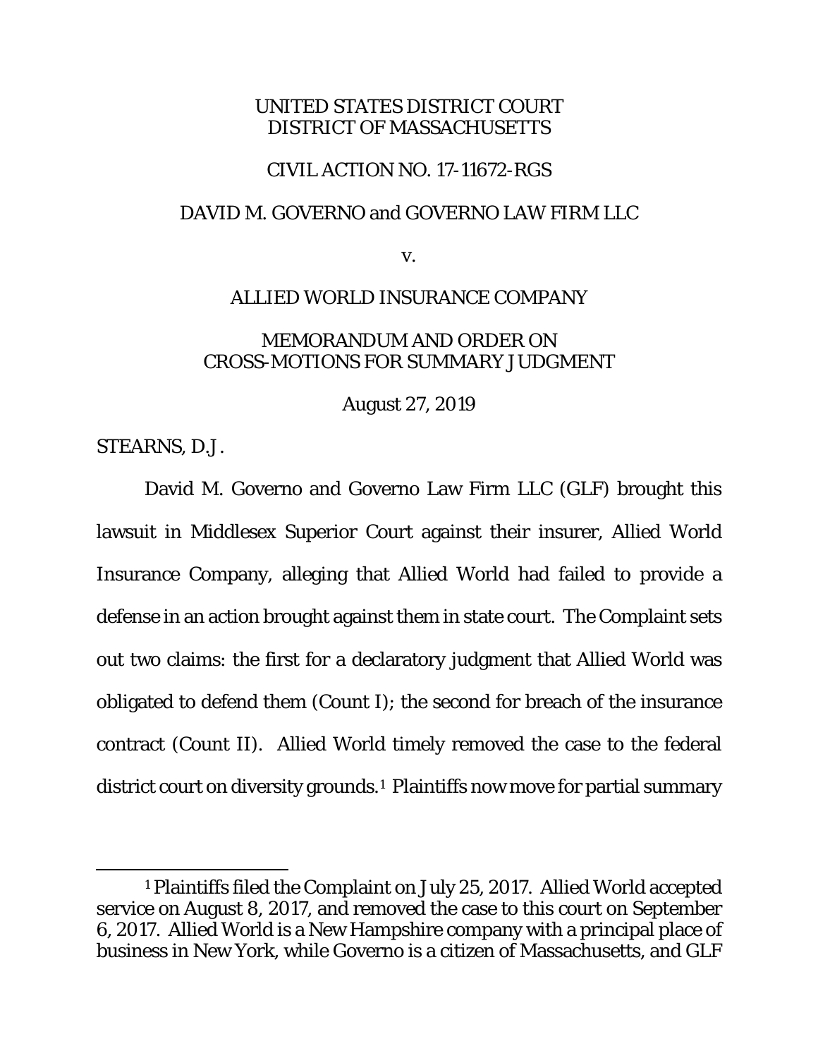UNITED STATES DISTRICT COURT
DISTRICT OF MASSACHUSETTS

CIVIL ACTION NO. 17-11672-RGS

DAVID M. GOVERNO and GOVERNO LAW FIRM LLC

v.

ALLIED WORLD INSURANCE COMPANY

MEMORANDUM AND ORDER ON
CROSS-MOTIONS FOR SUMMARY JUDGMENT

August 27, 2019

STEARNS, D.J.

David M. Governo and Governo Law Firm LLC (GLF) brought this lawsuit in Middlesex Superior Court against their insurer, Allied World Insurance Company, alleging that Allied World had failed to provide a defense in an action brought against them in state court. The Complaint sets out two claims: the first for a declaratory judgment that Allied World was obligated to defend them (Count I); the second for breach of the insurance contract (Count II). Allied World timely removed the case to the federal district court on diversity grounds.[1] Plaintiffs now move for partial summary

[1] Plaintiffs filed the Complaint on July 25, 2017. Allied World accepted service on August 8, 2017, and removed the case to this court on September 6, 2017. Allied World is a New Hampshire company with a principal place of business in New York, while Governo is a citizen of Massachusetts, and GLF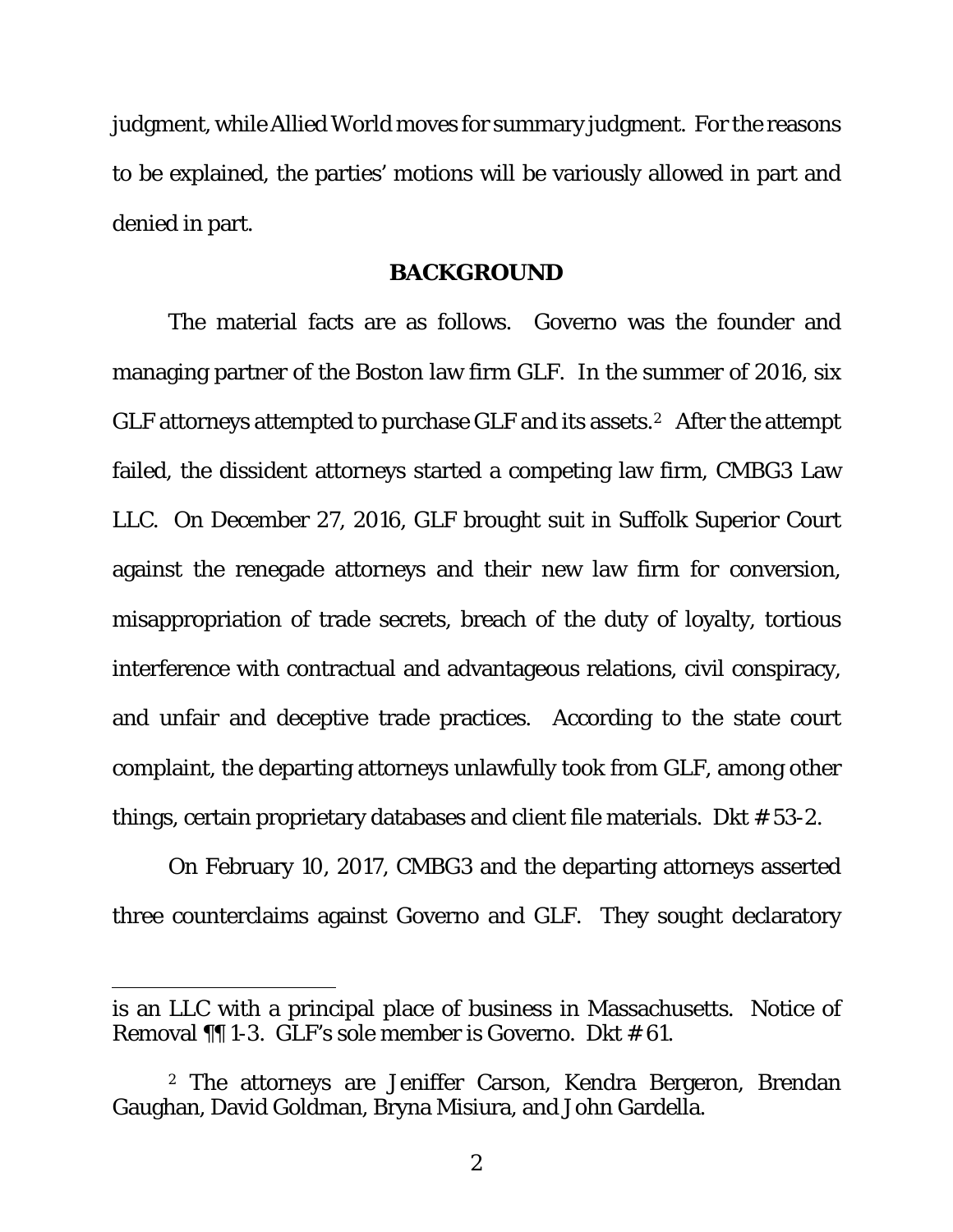judgment, while Allied World moves for summary judgment. For the reasons to be explained, the parties' motions will be variously allowed in part and denied in part.

## BACKGROUND

The material facts are as follows. Governo was the founder and managing partner of the Boston law firm GLF. In the summer of 2016, six GLF attorneys attempted to purchase GLF and its assets.[2] After the attempt failed, the dissident attorneys started a competing law firm, CMBG3 Law LLC. On December 27, 2016, GLF brought suit in Suffolk Superior Court against the renegade attorneys and their new law firm for conversion, misappropriation of trade secrets, breach of the duty of loyalty, tortious interference with contractual and advantageous relations, civil conspiracy, and unfair and deceptive trade practices. According to the state court complaint, the departing attorneys unlawfully took from GLF, among other things, certain proprietary databases and client file materials. Dkt # 53-2.

On February 10, 2017, CMBG3 and the departing attorneys asserted three counterclaims against Governo and GLF. They sought declaratory

---

is an LLC with a principal place of business in Massachusetts. Notice of Removal ¶¶ 1-3. GLF's sole member is Governo. Dkt # 61.

[2] The attorneys are Jeniffer Carson, Kendra Bergeron, Brendan Gaughan, David Goldman, Bryna Misiura, and John Gardella.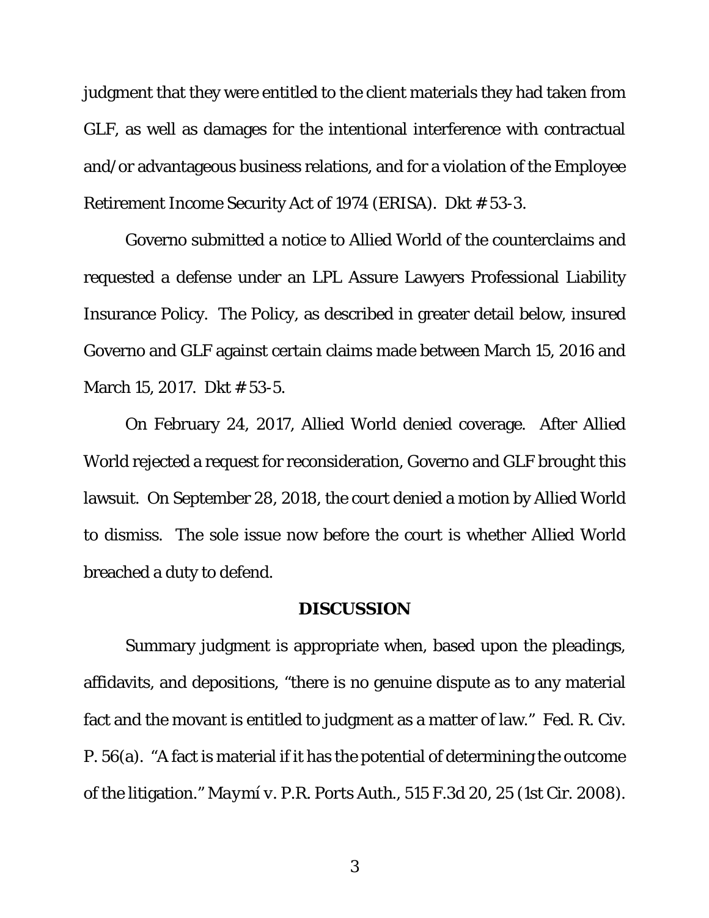judgment that they were entitled to the client materials they had taken from GLF, as well as damages for the intentional interference with contractual and/or advantageous business relations, and for a violation of the Employee Retirement Income Security Act of 1974 (ERISA). Dkt # 53-3.

Governo submitted a notice to Allied World of the counterclaims and requested a defense under an LPL Assure Lawyers Professional Liability Insurance Policy. The Policy, as described in greater detail below, insured Governo and GLF against certain claims made between March 15, 2016 and March 15, 2017. Dkt # 53-5.

On February 24, 2017, Allied World denied coverage. After Allied World rejected a request for reconsideration, Governo and GLF brought this lawsuit. On September 28, 2018, the court denied a motion by Allied World to dismiss. The sole issue now before the court is whether Allied World breached a duty to defend.

## DISCUSSION

Summary judgment is appropriate when, based upon the pleadings, affidavits, and depositions, "there is no genuine dispute as to any material fact and the movant is entitled to judgment as a matter of law." Fed. R. Civ. P. 56(a). "A fact is material if it has the potential of determining the outcome of the litigation." *Maymí v. P.R. Ports Auth.*, 515 F.3d 20, 25 (1st Cir. 2008).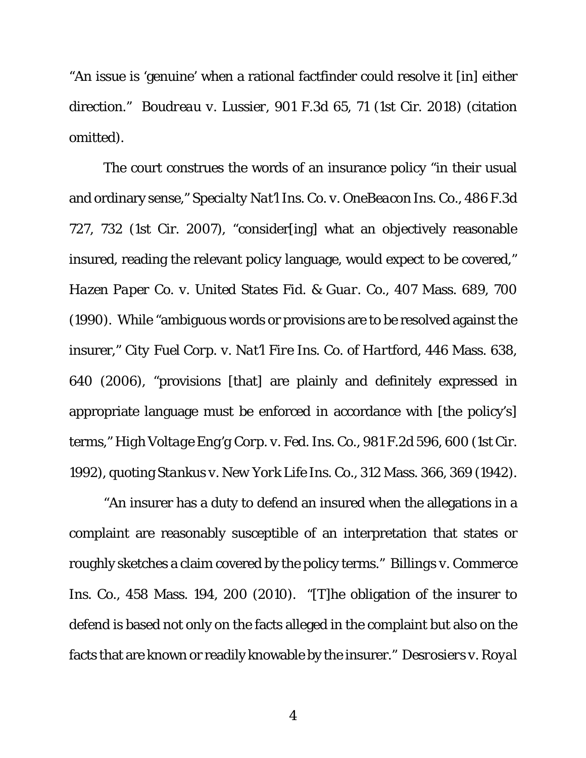"An issue is 'genuine' when a rational factfinder could resolve it [in] either direction." *Boudreau v. Lussier*, 901 F.3d 65, 71 (1st Cir. 2018) (citation omitted).

The court construes the words of an insurance policy "in their usual and ordinary sense," *Specialty Nat'l Ins. Co. v. OneBeacon Ins. Co.*, 486 F.3d 727, 732 (1st Cir. 2007), "consider[ing] what an objectively reasonable insured, reading the relevant policy language, would expect to be covered," *Hazen Paper Co. v. United States Fid. & Guar. Co.*, 407 Mass. 689, 700 (1990). While "ambiguous words or provisions are to be resolved against the insurer," *City Fuel Corp. v. Nat'l Fire Ins. Co. of Hartford*, 446 Mass. 638, 640 (2006), "provisions [that] are plainly and definitely expressed in appropriate language must be enforced in accordance with [the policy's] terms," *High Voltage Eng'g Corp. v. Fed. Ins. Co.*, 981 F.2d 596, 600 (1st Cir. 1992), quoting *Stankus v. New York Life Ins. Co.*, 312 Mass. 366, 369 (1942).

"An insurer has a duty to defend an insured when the allegations in a complaint are reasonably susceptible of an interpretation that states or roughly sketches a claim covered by the policy terms." *Billings v. Commerce Ins. Co.*, 458 Mass. 194, 200 (2010). "[T]he obligation of the insurer to defend is based not only on the facts alleged in the complaint but also on the facts that are known or readily knowable by the insurer." *Desrosiers v. Royal*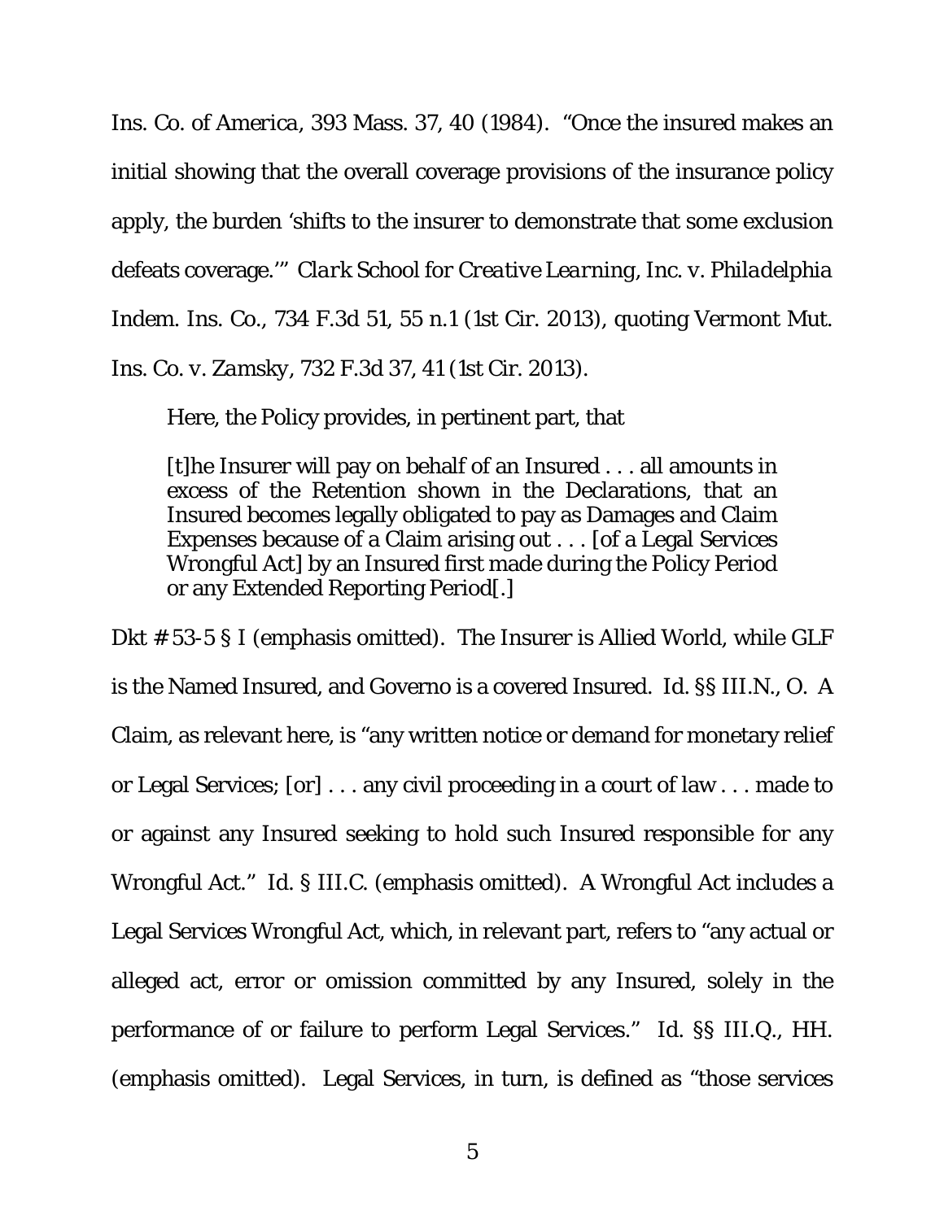*Ins. Co. of America*, 393 Mass. 37, 40 (1984). "Once the insured makes an initial showing that the overall coverage provisions of the insurance policy apply, the burden 'shifts to the insurer to demonstrate that some exclusion defeats coverage.'" *Clark School for Creative Learning, Inc. v. Philadelphia Indem. Ins. Co.*, 734 F.3d 51, 55 n.1 (1st Cir. 2013), quoting *Vermont Mut. Ins. Co. v. Zamsky*, 732 F.3d 37, 41 (1st Cir. 2013).

Here, the Policy provides, in pertinent part, that

> [t]he Insurer will pay on behalf of an Insured . . . all amounts in excess of the Retention shown in the Declarations, that an Insured becomes legally obligated to pay as Damages and Claim Expenses because of a Claim arising out . . . [of a Legal Services Wrongful Act] by an Insured first made during the Policy Period or any Extended Reporting Period[.]

Dkt # 53-5 § I (emphasis omitted). The Insurer is Allied World, while GLF is the Named Insured, and Governo is a covered Insured. *Id.* §§ III.N., O. A Claim, as relevant here, is "any written notice or demand for monetary relief or Legal Services; [or] . . . any civil proceeding in a court of law . . . made to or against any Insured seeking to hold such Insured responsible for any Wrongful Act." *Id.* § III.C. (emphasis omitted). A Wrongful Act includes a Legal Services Wrongful Act, which, in relevant part, refers to "any actual or alleged act, error or omission committed by any Insured, solely in the performance of or failure to perform Legal Services." *Id.* §§ III.Q., HH. (emphasis omitted). Legal Services, in turn, is defined as "those services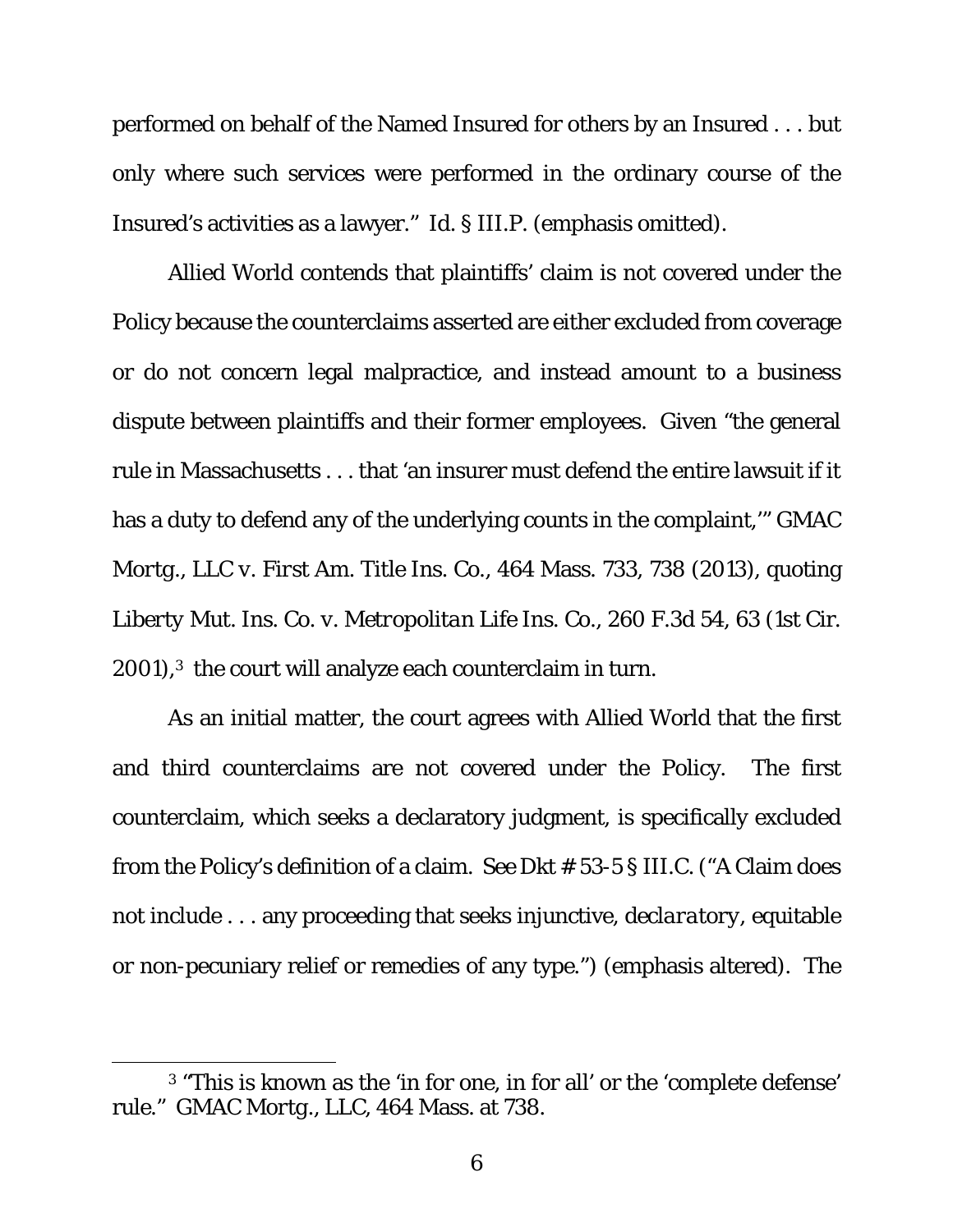performed on behalf of the Named Insured for others by an Insured . . . but only where such services were performed in the ordinary course of the Insured's activities as a lawyer." *Id.* § III.P. (emphasis omitted).

Allied World contends that plaintiffs' claim is not covered under the Policy because the counterclaims asserted are either excluded from coverage or do not concern legal malpractice, and instead amount to a business dispute between plaintiffs and their former employees. Given "the general rule in Massachusetts . . . that 'an insurer must defend the entire lawsuit if it has a duty to defend any of the underlying counts in the complaint,'" *GMAC Mortg., LLC v. First Am. Title Ins. Co.*, 464 Mass. 733, 738 (2013), quoting *Liberty Mut. Ins. Co. v. Metropolitan Life Ins. Co.*, 260 F.3d 54, 63 (1st Cir. 2001),[3] the court will analyze each counterclaim in turn.

As an initial matter, the court agrees with Allied World that the first and third counterclaims are not covered under the Policy. The first counterclaim, which seeks a declaratory judgment, is specifically excluded from the Policy's definition of a claim. *See* Dkt # 53-5 § III.C. ("A Claim does not include . . . any proceeding that seeks injunctive, *declaratory*, equitable or non-pecuniary relief or remedies of any type.") (emphasis altered). The

[3] "This is known as the 'in for one, in for all' or the 'complete defense' rule." *GMAC Mortg., LLC*, 464 Mass. at 738.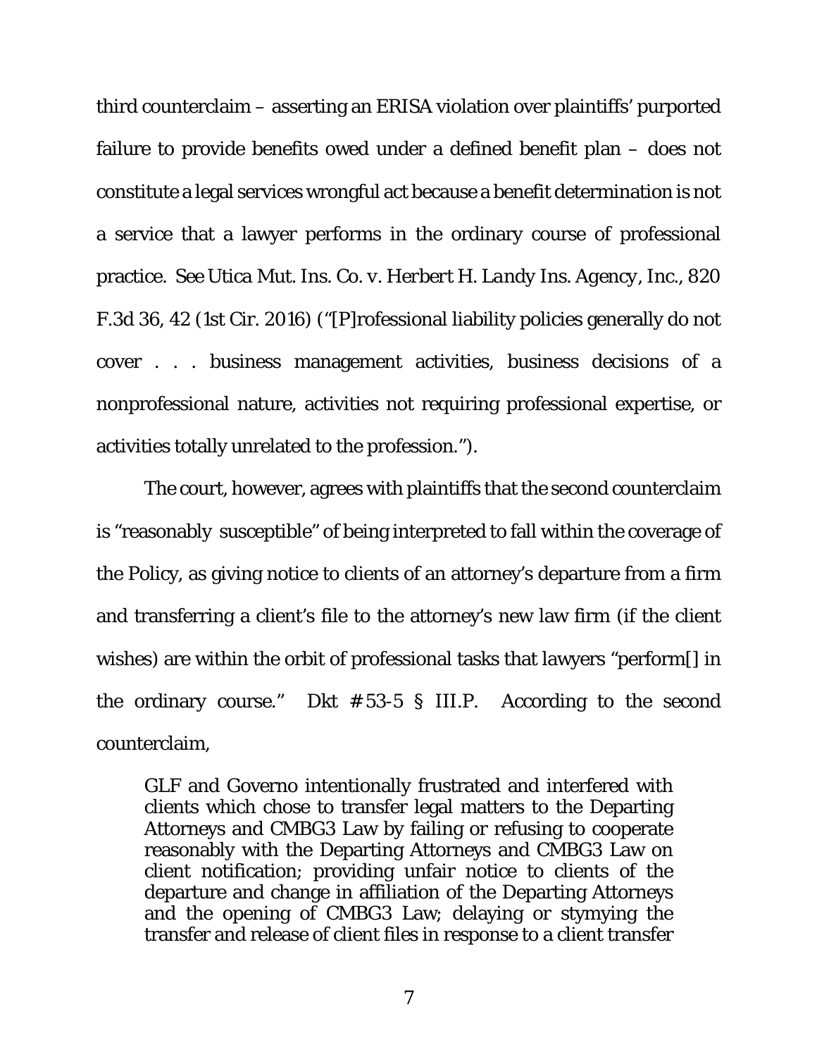third counterclaim – asserting an ERISA violation over plaintiffs' purported failure to provide benefits owed under a defined benefit plan – does not constitute a legal services wrongful act because a benefit determination is not a service that a lawyer performs in the ordinary course of professional practice. *See Utica Mut. Ins. Co. v. Herbert H. Landy Ins. Agency, Inc.*, 820 F.3d 36, 42 (1st Cir. 2016) ("[P]rofessional liability policies generally do not cover . . . business management activities, business decisions of a nonprofessional nature, activities not requiring professional expertise, or activities totally unrelated to the profession.").

The court, however, agrees with plaintiffs that the second counterclaim is "reasonably susceptible" of being interpreted to fall within the coverage of the Policy, as giving notice to clients of an attorney's departure from a firm and transferring a client's file to the attorney's new law firm (if the client wishes) are within the orbit of professional tasks that lawyers "perform[] in the ordinary course." Dkt # 53-5 § III.P. According to the second counterclaim,

> GLF and Governo intentionally frustrated and interfered with clients which chose to transfer legal matters to the Departing Attorneys and CMBG3 Law by failing or refusing to cooperate reasonably with the Departing Attorneys and CMBG3 Law on client notification; providing unfair notice to clients of the departure and change in affiliation of the Departing Attorneys and the opening of CMBG3 Law; delaying or stymying the transfer and release of client files in response to a client transfer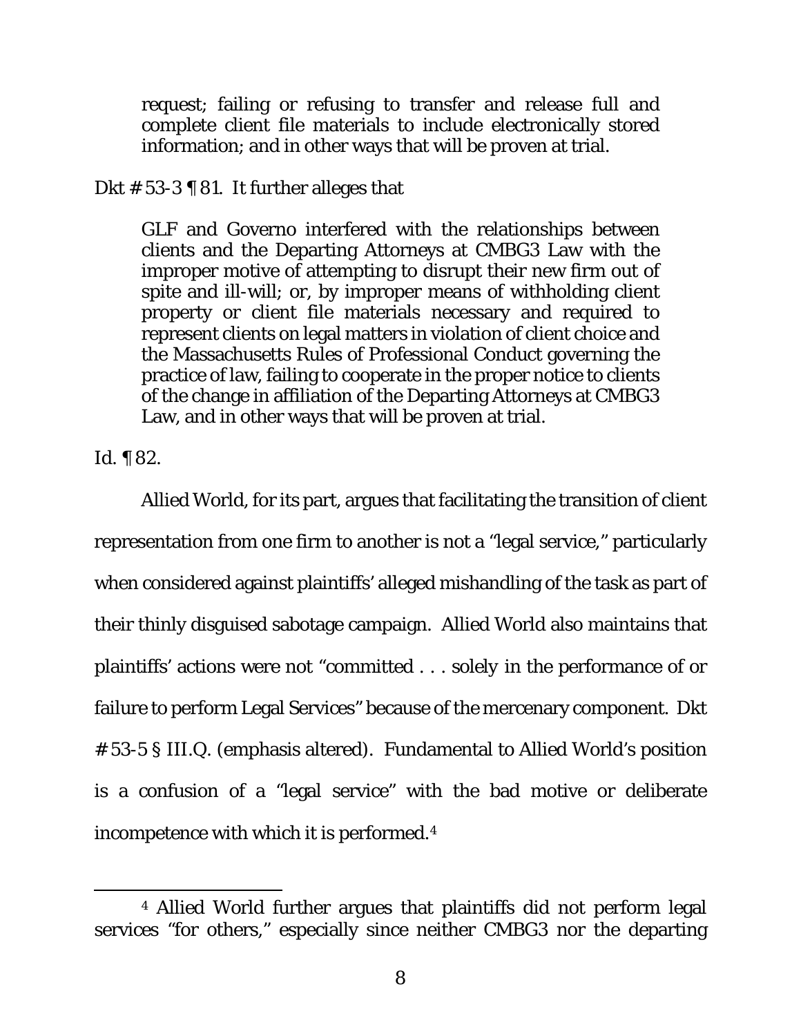> request; failing or refusing to transfer and release full and complete client file materials to include electronically stored information; and in other ways that will be proven at trial.

Dkt # 53-3 ¶ 81. It further alleges that

> GLF and Governo interfered with the relationships between clients and the Departing Attorneys at CMBG3 Law with the improper motive of attempting to disrupt their new firm out of spite and ill-will; or, by improper means of withholding client property or client file materials necessary and required to represent clients on legal matters in violation of client choice and the Massachusetts Rules of Professional Conduct governing the practice of law, failing to cooperate in the proper notice to clients of the change in affiliation of the Departing Attorneys at CMBG3 Law, and in other ways that will be proven at trial.

Id. ¶ 82.

Allied World, for its part, argues that facilitating the transition of client representation from one firm to another is not a "legal service," particularly when considered against plaintiffs' alleged mishandling of the task as part of their thinly disguised sabotage campaign. Allied World also maintains that plaintiffs' actions were not "committed . . . solely in the performance of or failure to perform Legal Services" because of the mercenary component. Dkt # 53-5 § III.Q. (emphasis altered). Fundamental to Allied World's position is a confusion of a "legal service" with the bad motive or deliberate incompetence with which it is performed.[4]

[4] Allied World further argues that plaintiffs did not perform legal services "for others," especially since neither CMBG3 nor the departing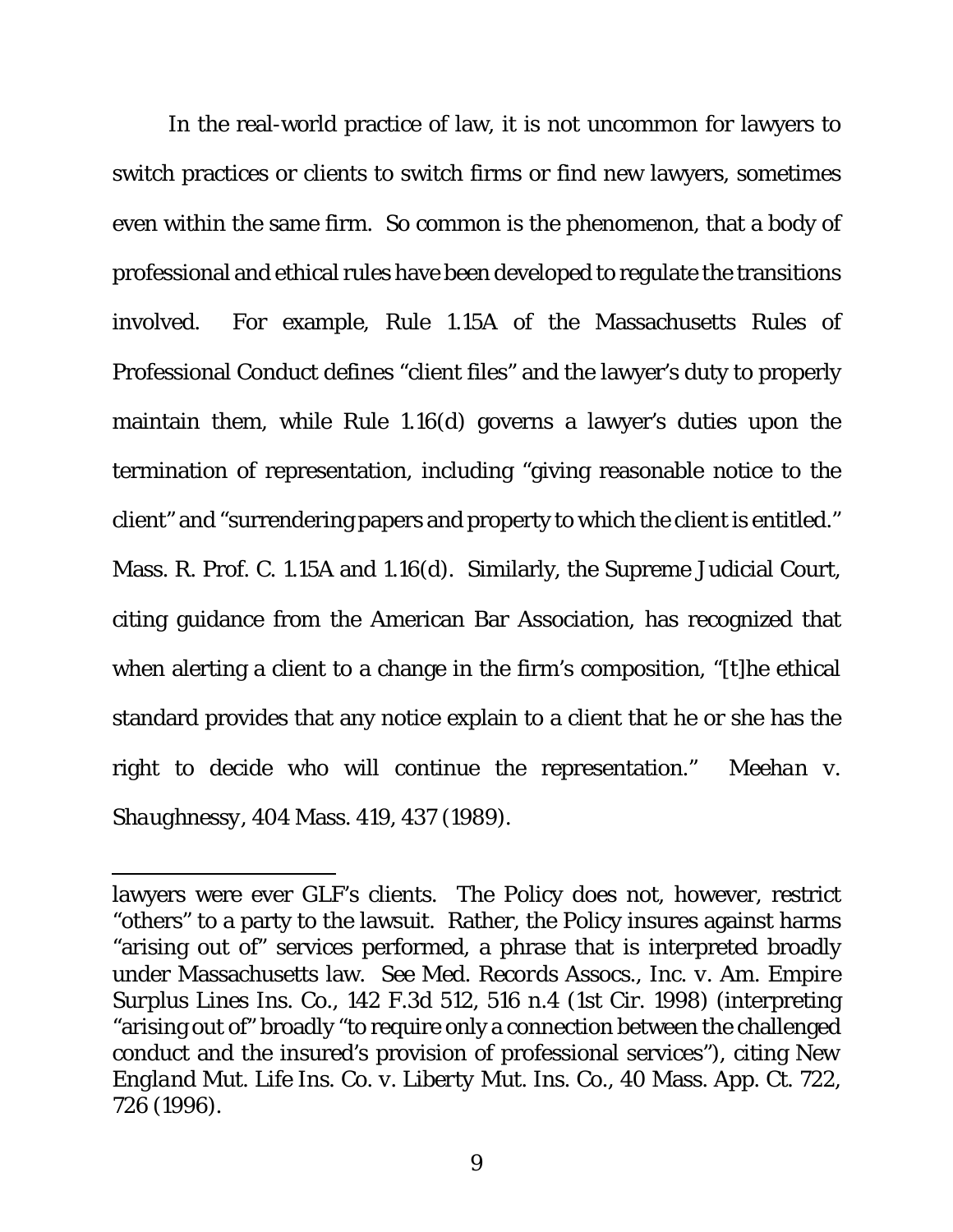In the real-world practice of law, it is not uncommon for lawyers to switch practices or clients to switch firms or find new lawyers, sometimes even within the same firm. So common is the phenomenon, that a body of professional and ethical rules have been developed to regulate the transitions involved. For example, Rule 1.15A of the Massachusetts Rules of Professional Conduct defines "client files" and the lawyer's duty to properly maintain them, while Rule 1.16(d) governs a lawyer's duties upon the termination of representation, including "giving reasonable notice to the client" and "surrendering papers and property to which the client is entitled." Mass. R. Prof. C. 1.15A and 1.16(d). Similarly, the Supreme Judicial Court, citing guidance from the American Bar Association, has recognized that when alerting a client to a change in the firm's composition, "[t]he ethical standard provides that any notice explain to a client that he or she has the right to decide who will continue the representation." *Meehan v. Shaughnessy*, 404 Mass. 419, 437 (1989).

---

lawyers were ever GLF's clients. The Policy does not, however, restrict "others" to a party to the lawsuit. Rather, the Policy insures against harms "arising out of" services performed, a phrase that is interpreted broadly under Massachusetts law. See *Med. Records Assocs., Inc. v. Am. Empire Surplus Lines Ins. Co.*, 142 F.3d 512, 516 n.4 (1st Cir. 1998) (interpreting "arising out of" broadly "to require only a connection between the challenged conduct and the insured's provision of professional services"), citing *New England Mut. Life Ins. Co. v. Liberty Mut. Ins. Co.*, 40 Mass. App. Ct. 722, 726 (1996).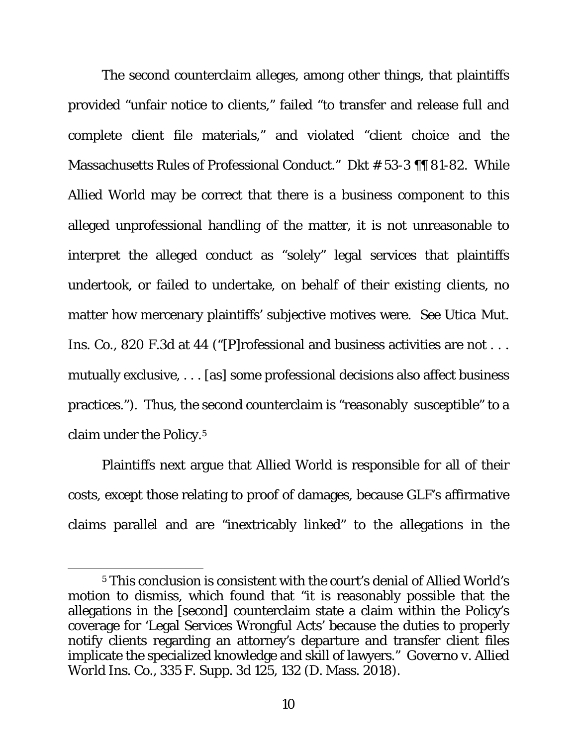The second counterclaim alleges, among other things, that plaintiffs provided "unfair notice to clients," failed "to transfer and release full and complete client file materials," and violated "client choice and the Massachusetts Rules of Professional Conduct." Dkt # 53-3 ¶¶ 81-82. While Allied World may be correct that there is a business component to this alleged unprofessional handling of the matter, it is not unreasonable to interpret the alleged conduct as "solely" legal services that plaintiffs undertook, or failed to undertake, on behalf of their existing clients, no matter how mercenary plaintiffs' subjective motives were. See Utica Mut. Ins. Co., 820 F.3d at 44 ("[P]rofessional and business activities are not . . . mutually exclusive, . . . [as] some professional decisions also affect business practices."). Thus, the second counterclaim is "reasonably susceptible" to a claim under the Policy.[5]

Plaintiffs next argue that Allied World is responsible for all of their costs, except those relating to proof of damages, because GLF's affirmative claims parallel and are "inextricably linked" to the allegations in the

[5] This conclusion is consistent with the court's denial of Allied World's motion to dismiss, which found that "it is reasonably possible that the allegations in the [second] counterclaim state a claim within the Policy's coverage for 'Legal Services Wrongful Acts' because the duties to properly notify clients regarding an attorney's departure and transfer client files implicate the specialized knowledge and skill of lawyers." Governo v. Allied World Ins. Co., 335 F. Supp. 3d 125, 132 (D. Mass. 2018).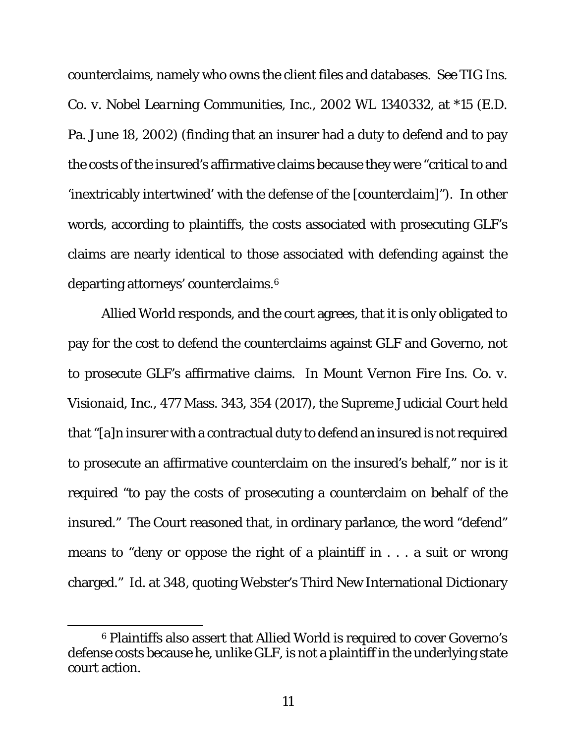counterclaims, namely who owns the client files and databases. See *TIG Ins. Co. v. Nobel Learning Communities, Inc.*, 2002 WL 1340332, at *15 (E.D. Pa. June 18, 2002) (finding that an insurer had a duty to defend and to pay the costs of the insured's affirmative claims because they were "critical to and 'inextricably intertwined' with the defense of the [counterclaim]"). In other words, according to plaintiffs, the costs associated with prosecuting GLF's claims are nearly identical to those associated with defending against the departing attorneys' counterclaims.[6]

Allied World responds, and the court agrees, that it is only obligated to pay for the cost to defend the counterclaims against GLF and Governo, not to prosecute GLF's affirmative claims. In *Mount Vernon Fire Ins. Co. v. Visionaid, Inc.*, 477 Mass. 343, 354 (2017), the Supreme Judicial Court held that "[a]n insurer with a contractual duty to defend an insured is not required to prosecute an affirmative counterclaim on the insured's behalf," nor is it required "to pay the costs of prosecuting a counterclaim on behalf of the insured." The Court reasoned that, in ordinary parlance, the word "defend" means to "deny or oppose the right of a plaintiff in . . . a suit or wrong charged." *Id.* at 348, quoting Webster's Third New International Dictionary

---

[6] Plaintiffs also assert that Allied World is required to cover Governo's defense costs because he, unlike GLF, is not a plaintiff in the underlying state court action.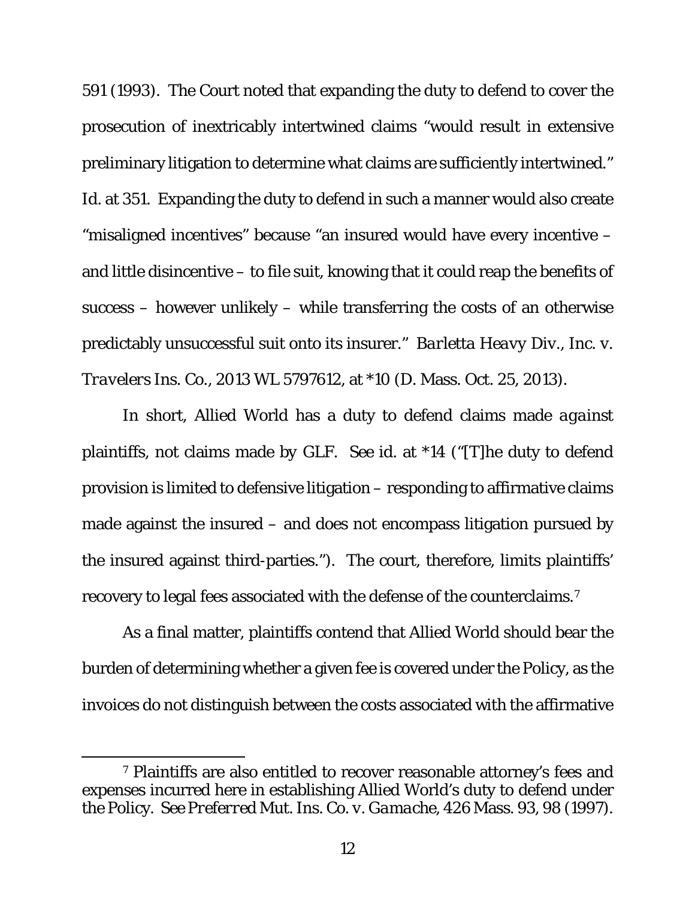591 (1993). The Court noted that expanding the duty to defend to cover the prosecution of inextricably intertwined claims "would result in extensive preliminary litigation to determine what claims are sufficiently intertwined." *Id.* at 351. Expanding the duty to defend in such a manner would also create "misaligned incentives" because "an insured would have every incentive – and little disincentive – to file suit, knowing that it could reap the benefits of success – however unlikely – while transferring the costs of an otherwise predictably unsuccessful suit onto its insurer." *Barletta Heavy Div., Inc. v. Travelers Ins. Co.*, 2013 WL 5797612, at *10 (D. Mass. Oct. 25, 2013).

In short, Allied World has a duty to defend claims made *against* plaintiffs, not claims made by GLF. *See id.* at *14 ("[T]he duty to defend provision is limited to defensive litigation – responding to affirmative claims made against the insured – and does not encompass litigation pursued by the insured against third-parties."). The court, therefore, limits plaintiffs' recovery to legal fees associated with the defense of the counterclaims.[7]

As a final matter, plaintiffs contend that Allied World should bear the burden of determining whether a given fee is covered under the Policy, as the invoices do not distinguish between the costs associated with the affirmative

---

[7] Plaintiffs are also entitled to recover reasonable attorney's fees and expenses incurred here in establishing Allied World's duty to defend under the Policy. *See Preferred Mut. Ins. Co. v. Gamache*, 426 Mass. 93, 98 (1997).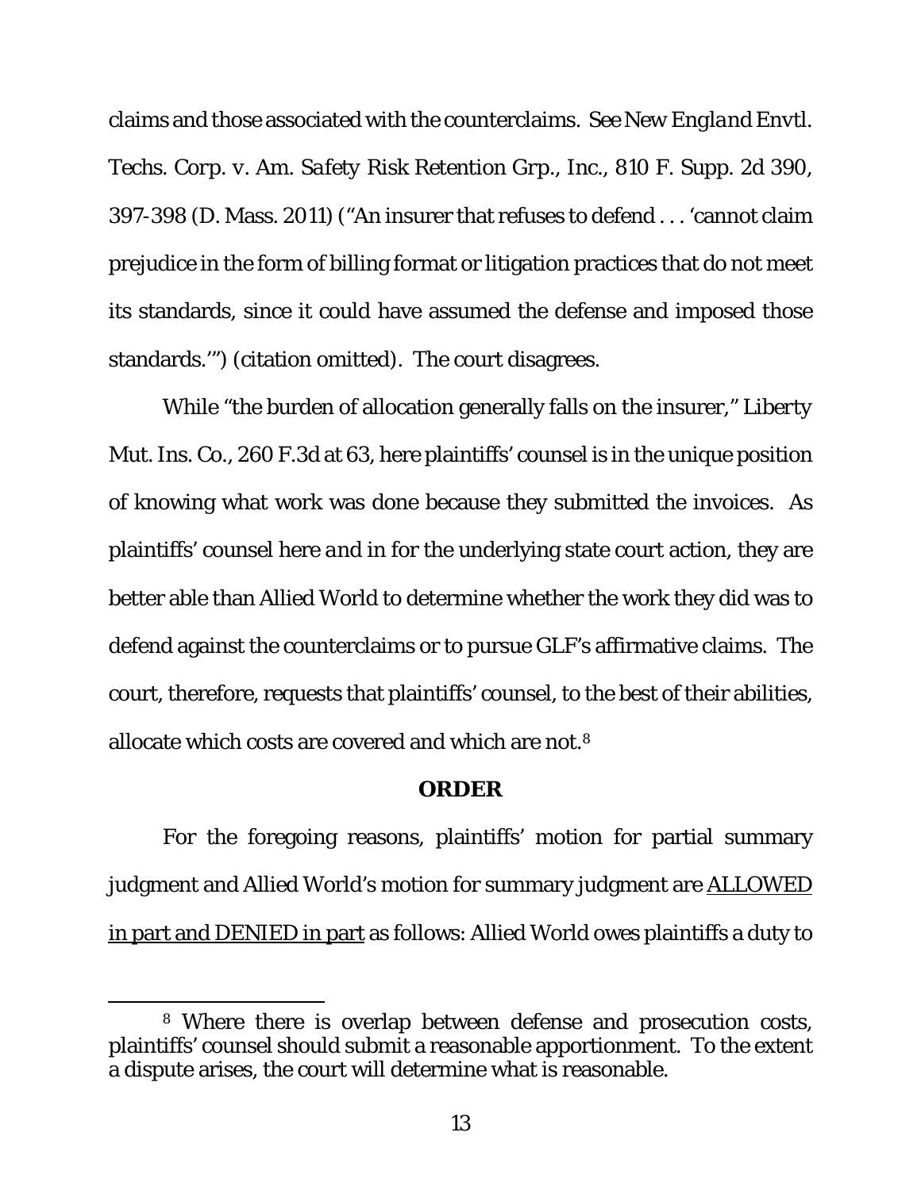claims and those associated with the counterclaims. *See New England Envtl. Techs. Corp. v. Am. Safety Risk Retention Grp., Inc.*, 810 F. Supp. 2d 390, 397-398 (D. Mass. 2011) ("An insurer that refuses to defend . . . 'cannot claim prejudice in the form of billing format or litigation practices that do not meet its standards, since it could have assumed the defense and imposed those standards.'") (citation omitted). The court disagrees.

While "the burden of allocation generally falls on the insurer," *Liberty Mut. Ins. Co.*, 260 F.3d at 63, here plaintiffs' counsel is in the unique position of knowing what work was done because they submitted the invoices. As plaintiffs' counsel here *and* in for the underlying state court action, they are better able than Allied World to determine whether the work they did was to defend against the counterclaims or to pursue GLF's affirmative claims. The court, therefore, requests that plaintiffs' counsel, to the best of their abilities, allocate which costs are covered and which are not.[8]

**ORDER**

For the foregoing reasons, plaintiffs' motion for partial summary judgment and Allied World's motion for summary judgment are ALLOWED in part and DENIED in part as follows: Allied World owes plaintiffs a duty to

[8] Where there is overlap between defense and prosecution costs, plaintiffs' counsel should submit a reasonable apportionment. To the extent a dispute arises, the court will determine what is reasonable.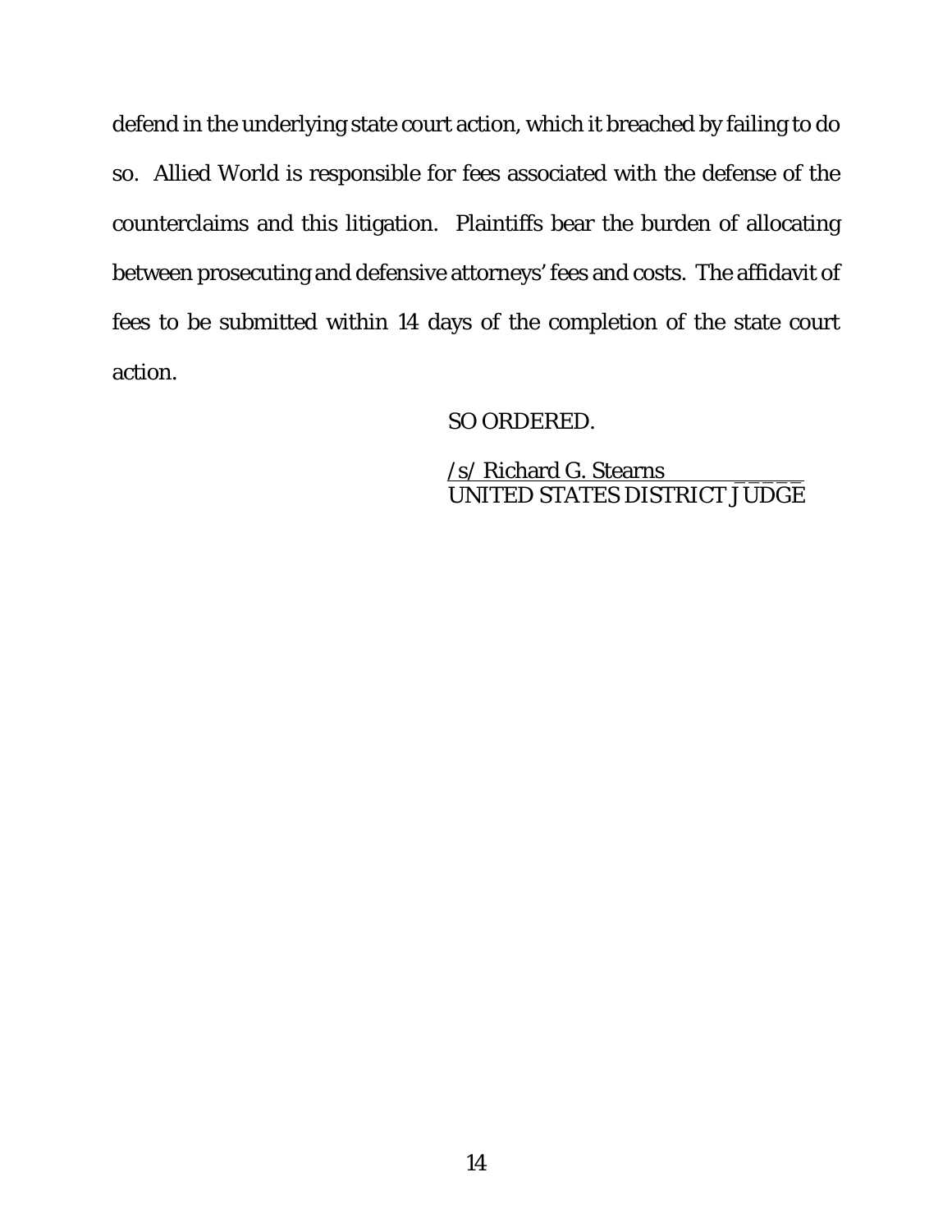defend in the underlying state court action, which it breached by failing to do so. Allied World is responsible for fees associated with the defense of the counterclaims and this litigation. Plaintiffs bear the burden of allocating between prosecuting and defensive attorneys' fees and costs. The affidavit of fees to be submitted within 14 days of the completion of the state court action.

SO ORDERED.

/s/ Richard G. Stearns
UNITED STATES DISTRICT JUDGE